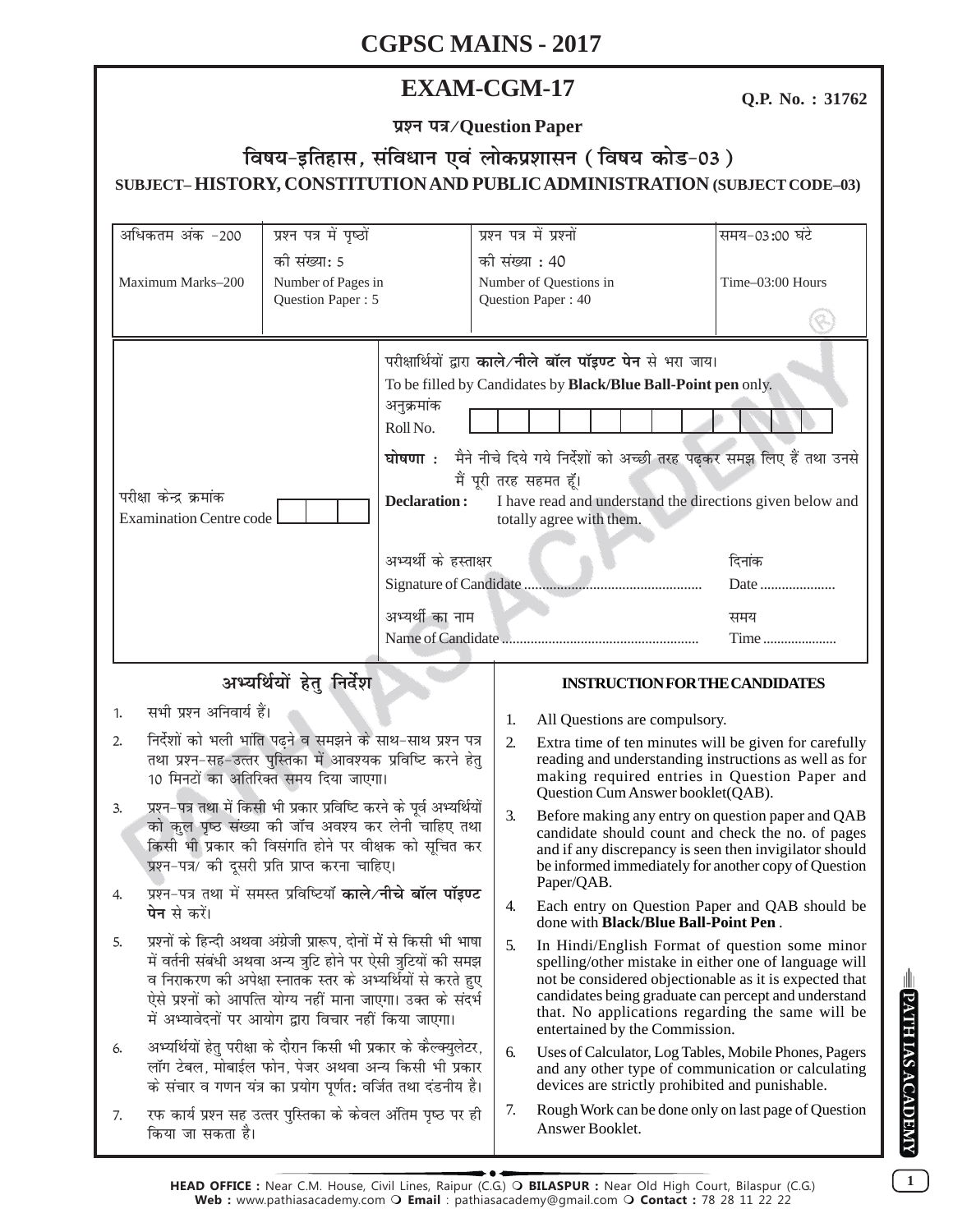# CGPSC MAINS - 2017

## EXAM-CGM-17

**Q.P. No. : 31762**

**प्रश्न पत्र/Question Paper**

**विषय-इतिहास, संविधान एवं लोकप्रशासन (विषय कोड-03)**

**SUBJECT– HISTORY, CONSTITUTION AND PUBLIC ADMINISTRATION (SUBJECT CODE–03)**

| | | | |
|---|---|---|---|
| अधिकतम अंक -200<br>Maximum Marks–200 | प्रश्न पत्र में पृष्ठों की संख्या: 5<br>Number of Pages in Question Paper : 5 | प्रश्न पत्र में प्रश्नों की संख्या : 40<br>Number of Questions in Question Paper : 40 | समय-03:00 घंटे<br>Time–03:00 Hours |

परीक्षार्थियों द्वारा **काले/नीले बॉल पॉइण्ट पेन** से भरा जाय।
To be filled by Candidates by **Black/Blue Ball-Point pen** only.

अनुक्रमांक
Roll No.

परीक्षा केन्द्र क्रमांक
Examination Centre code

**घोषणा :** मैने नीचे दिये गये निर्देशों को अच्छी तरह पढ़कर समझ लिए हैं तथा उनसे मैं पूरी तरह सहमत हूँ।

**Declaration :** I have read and understand the directions given below and totally agree with them.

अभ्यर्थी के हस्ताक्षर
Signature of Candidate ................................................ 

दिनांक
Date .....................

अभ्यर्थी का नाम
Name of Candidate ......................................................

समय
Time .....................

### अभ्यर्थियों हेतु निर्देश

1. सभी प्रश्न अनिवार्य हैं।
2. निर्देशों को भली भांति पढ़ने व समझने के साथ-साथ प्रश्न पत्र तथा प्रश्न-सह-उत्तर पुस्तिका में आवश्यक प्रविष्टि करने हेतु 10 मिनटों का अतिरिक्त समय दिया जाएगा।
3. प्रश्न-पत्र तथा में किसी भी प्रकार प्रविष्टि करने के पूर्व अभ्यर्थियों को कुल पृष्ठ संख्या की जाँच अवश्य कर लेनी चाहिए तथा किसी भी प्रकार की विसंगति होने पर वीक्षक को सूचित कर प्रश्न-पत्र/ की दूसरी प्रति प्राप्त करना चाहिए।
4. प्रश्न-पत्र तथा में समस्त प्रविष्टियाँ **काले/नीचे बॉल पॉइण्ट पेन** से करें।
5. प्रश्नों के हिन्दी अथवा अंग्रेजी प्रारूप, दोनों में से किसी भी भाषा में वर्तनी संबंधी अथवा अन्य त्रुटि होने पर ऐसी त्रुटियों की समझ व निराकरण की अपेक्षा स्नातक स्तर के अभ्यर्थियों से करते हुए ऐसे प्रश्नों को आपत्ति योग्य नहीं माना जाएगा। उक्त के संदर्भ में अभ्यावेदनों पर आयोग द्वारा विचार नहीं किया जाएगा।
6. अभ्यर्थियों हेतु परीक्षा के दौरान किसी भी प्रकार के कैल्क्युलेटर, लॉग टेबल, मोबाईल फोन, पेजर अथवा अन्य किसी भी प्रकार के संचार व गणन यंत्र का प्रयोग पूर्णतः वर्जित तथा दंडनीय है।
7. रफ कार्य प्रश्न सह उत्तर पुस्तिका के केवल अंतिम पृष्ठ पर ही किया जा सकता है।

### INSTRUCTION FOR THE CANDIDATES

1. All Questions are compulsory.
2. Extra time of ten minutes will be given for carefully reading and understanding instructions as well as for making required entries in Question Paper and Question Cum Answer booklet(QAB).
3. Before making any entry on question paper and QAB candidate should count and check the no. of pages and if any discrepancy is seen then invigilator should be informed immediately for another copy of Question Paper/QAB.
4. Each entry on Question Paper and QAB should be done with **Black/Blue Ball-Point Pen** .
5. In Hindi/English Format of question some minor spelling/other mistake in either one of language will not be considered objectionable as it is expected that candidates being graduate can percept and understand that. No applications regarding the same will be entertained by the Commission.
6. Uses of Calculator, Log Tables, Mobile Phones, Pagers and any other type of communication or calculating devices are strictly prohibited and punishable.
7. Rough Work can be done only on last page of Question Answer Booklet.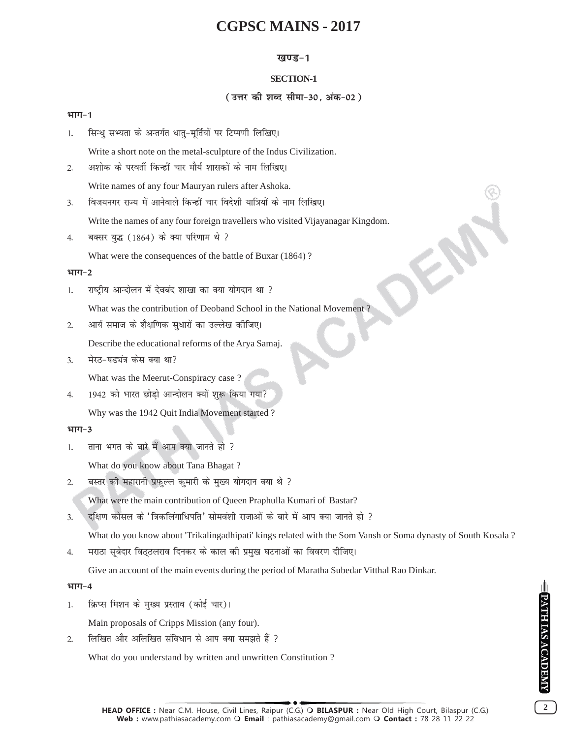# CGPSC MAINS - 2017

## खण्ड-1

## SECTION-1

**(उत्तर की शब्द सीमा-30, अंक-02)**

**भाग-1**

1. सिन्धु सभ्यता के अन्तर्गत धातु-मूर्तियों पर टिप्पणी लिखिए।

   Write a short note on the metal-sculpture of the Indus Civilization.

2. अशोक के परवर्ती किन्हीं चार मौर्य शासकों के नाम लिखिए।

   Write names of any four Mauryan rulers after Ashoka.

3. विजयनगर राज्य में आनेवाले किन्हीं चार विदेशी यात्रियों के नाम लिखिए।

   Write the names of any four foreign travellers who visited Vijayanagar Kingdom.

4. बक्सर युद्ध (1864) के क्या परिणाम थे ?

   What were the consequences of the battle of Buxar (1864) ?

**भाग-2**

1. राष्ट्रीय आन्दोलन में देवबंद शाखा का क्या योगदान था ?

   What was the contribution of Deoband School in the National Movement ?

2. आर्य समाज के शैक्षणिक सुधारों का उल्लेख कीजिए।

   Describe the educational reforms of the Arya Samaj.

3. मेरठ-षड्यंत्र केस क्या था?

   What was the Meerut-Conspiracy case ?

4. 1942 को भारत छोड़ो आन्दोलन क्यों शुरू किया गया?

   Why was the 1942 Quit India Movement started ?

**भाग-3**

1. ताना भगत के बारे में आप क्या जानते हो ?

   What do you know about Tana Bhagat ?

2. बस्तर की महारानी प्रफुल्ल कुमारी के मुख्य योगदान क्या थे ?

   What were the main contribution of Queen Praphulla Kumari of Bastar?

3. दक्षिण कोसल के 'त्रिकलिंगाधिपति' सोमवंशी राजाओं के बारे में आप क्या जानते हो ?

   What do you know about 'Trikalingadhipati' kings related with the Som Vansh or Soma dynasty of South Kosala ?

4. मराठा सूबेदार विठ्ठलराव दिनकर के काल की प्रमुख घटनाओं का विवरण दीजिए।

   Give an account of the main events during the period of Maratha Subedar Vitthal Rao Dinkar.

**भाग-4**

1. क्रिप्स मिशन के मुख्य प्रस्ताव (कोई चार)।

   Main proposals of Cripps Mission (any four).

2. लिखित और अलिखित संविधान से आप क्या समझते हैं ?

   What do you understand by written and unwritten Constitution ?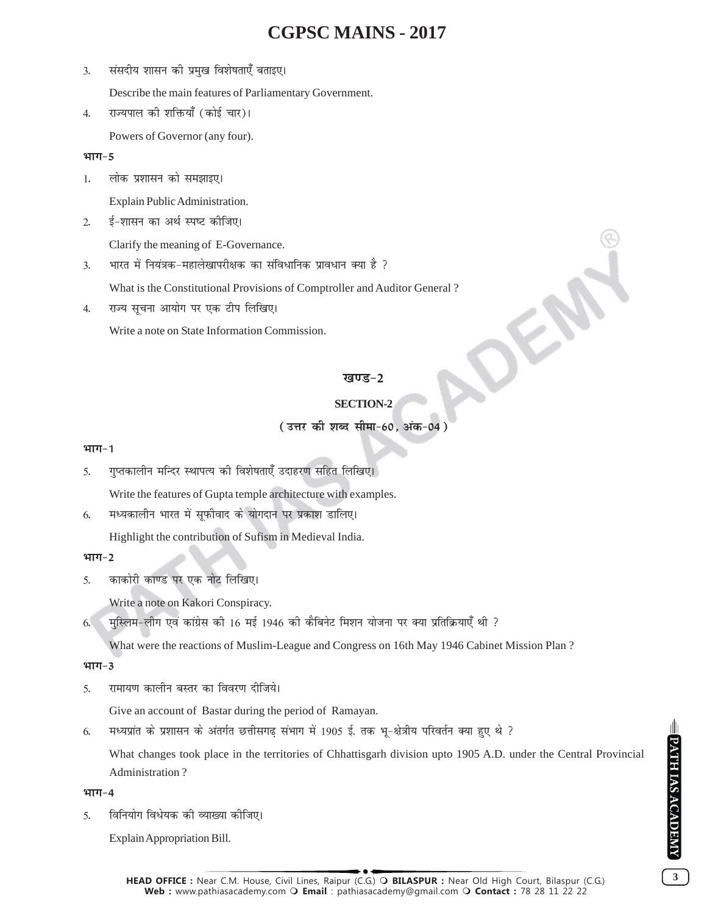3. संसदीय शासन की प्रमुख विशेषताएँ बताइए।

   Describe the main features of Parliamentary Government.

4. राज्यपाल की शक्तियाँ (कोई चार)।

   Powers of Governor (any four).

**भाग-5**

1. लोक प्रशासन को समझाइए।

   Explain Public Administration.

2. ई-शासन का अर्थ स्पष्ट कीजिए।

   Clarify the meaning of E-Governance.

3. भारत में नियंत्रक-महालेखापरीक्षक का संविधानिक प्रावधान क्या है ?

   What is the Constitutional Provisions of Comptroller and Auditor General ?

4. राज्य सूचना आयोग पर एक टीप लिखिए।

   Write a note on State Information Commission.

## खण्ड-2

## SECTION-2

**(उत्तर की शब्द सीमा-60, अंक-04)**

**भाग-1**

5. गुप्तकालीन मन्दिर स्थापत्य की विशेषताएँ उदाहरण सहित लिखिए।

   Write the features of Gupta temple architecture with examples.

6. मध्यकालीन भारत में सूफीवाद के योगदान पर प्रकाश डालिए।

   Highlight the contribution of Sufism in Medieval India.

**भाग-2**

5. काकोरी काण्ड पर एक नोट लिखिए।

   Write a note on Kakori Conspiracy.

6. मुस्लिम-लीग एवं कांग्रेस की 16 मई 1946 की कैबिनेट मिशन योजना पर क्या प्रतिक्रियाएँ थी ?

   What were the reactions of Muslim-League and Congress on 16th May 1946 Cabinet Mission Plan ?

**भाग-3**

5. रामायण कालीन बस्तर का विवरण दीजिये।

   Give an account of Bastar during the period of Ramayan.

6. मध्यप्रांत के प्रशासन के अंतर्गत छत्तीसगढ़ संभाग में 1905 ई. तक भू-क्षेत्रीय परिवर्तन क्या हुए थे ?

   What changes took place in the territories of Chhattisgarh division upto 1905 A.D. under the Central Provincial Administration ?

**भाग-4**

5. विनियोग विधेयक की व्याख्या कीजिए।

   Explain Appropriation Bill.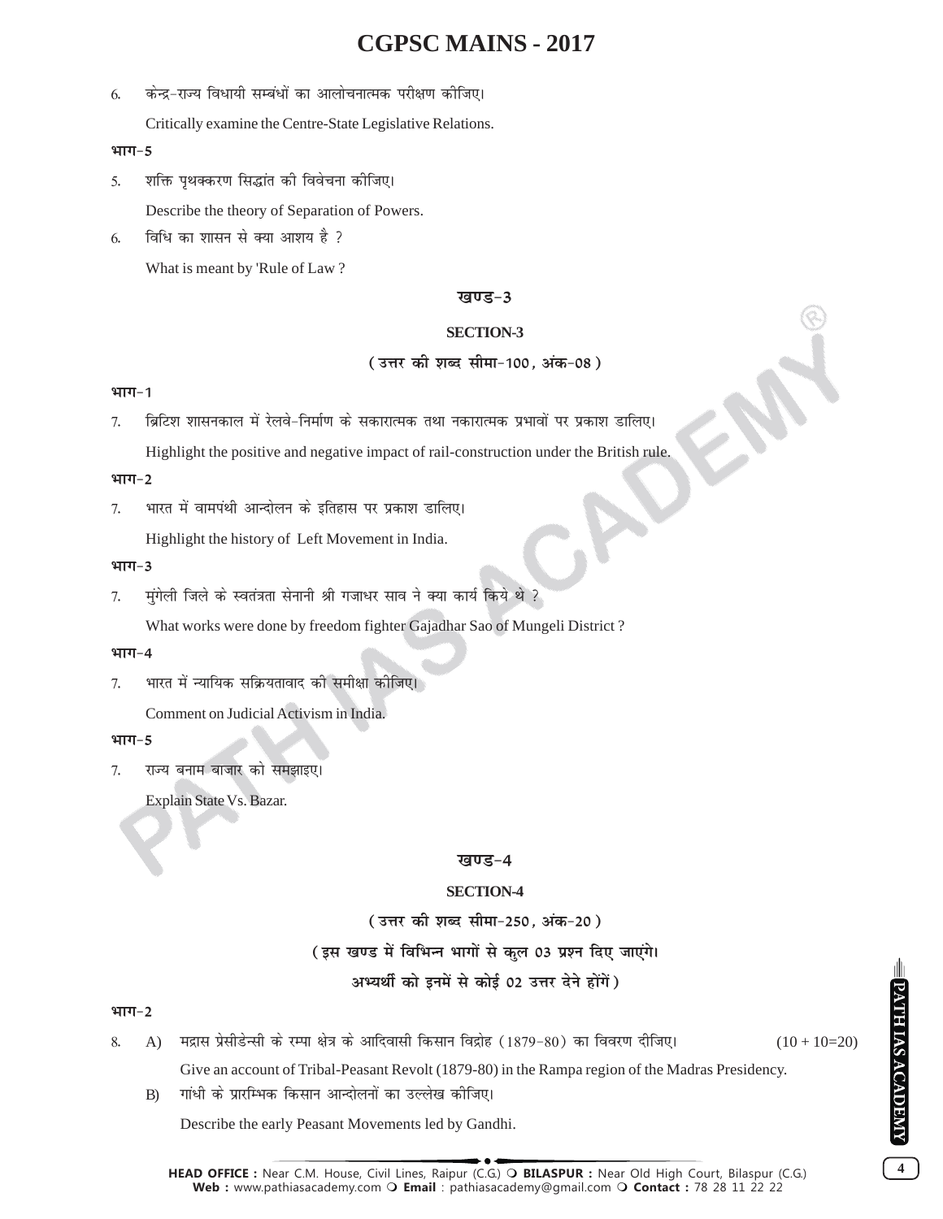6. केन्द्र-राज्य विधायी सम्बंधों का आलोचनात्मक परीक्षण कीजिए।

   Critically examine the Centre-State Legislative Relations.

**भाग-5**

5. शक्ति पृथक्करण सिद्धांत की विवेचना कीजिए।

   Describe the theory of Separation of Powers.

6. विधि का शासन से क्या आशय है ?

   What is meant by 'Rule of Law ?

## खण्ड-3

## SECTION-3

**( उत्तर की शब्द सीमा-100, अंक-08 )**

**भाग-1**

7. ब्रिटिश शासनकाल में रेलवे-निर्माण के सकारात्मक तथा नकारात्मक प्रभावों पर प्रकाश डालिए।

   Highlight the positive and negative impact of rail-construction under the British rule.

**भाग-2**

7. भारत में वामपंथी आन्दोलन के इतिहास पर प्रकाश डालिए।

   Highlight the history of Left Movement in India.

**भाग-3**

7. मुंगेली जिले के स्वतंत्रता सेनानी श्री गजाधर साव ने क्या कार्य किये थे ?

   What works were done by freedom fighter Gajadhar Sao of Mungeli District ?

**भाग-4**

7. भारत में न्यायिक सक्रियतावाद की समीक्षा कीजिए।

   Comment on Judicial Activism in India.

**भाग-5**

7. राज्य बनाम बाजार को समझाइए।

   Explain State Vs. Bazar.

## खण्ड-4

## SECTION-4

**( उत्तर की शब्द सीमा-250, अंक-20 )**

**( इस खण्ड में विभिन्न भागों से कुल 03 प्रश्न दिए जाएंगे।**

**अभ्यर्थी को इनमें से कोई 02 उत्तर देने होंगें )**

**भाग-2**

8. A) मद्रास प्रेसीडेन्सी के रम्पा क्षेत्र के आदिवासी किसान विद्रोह (1879-80) का विवरण दीजिए। (10 + 10=20)

   Give an account of Tribal-Peasant Revolt (1879-80) in the Rampa region of the Madras Presidency.

   B) गांधी के प्रारम्भिक किसान आन्दोलनों का उल्लेख कीजिए।

   Describe the early Peasant Movements led by Gandhi.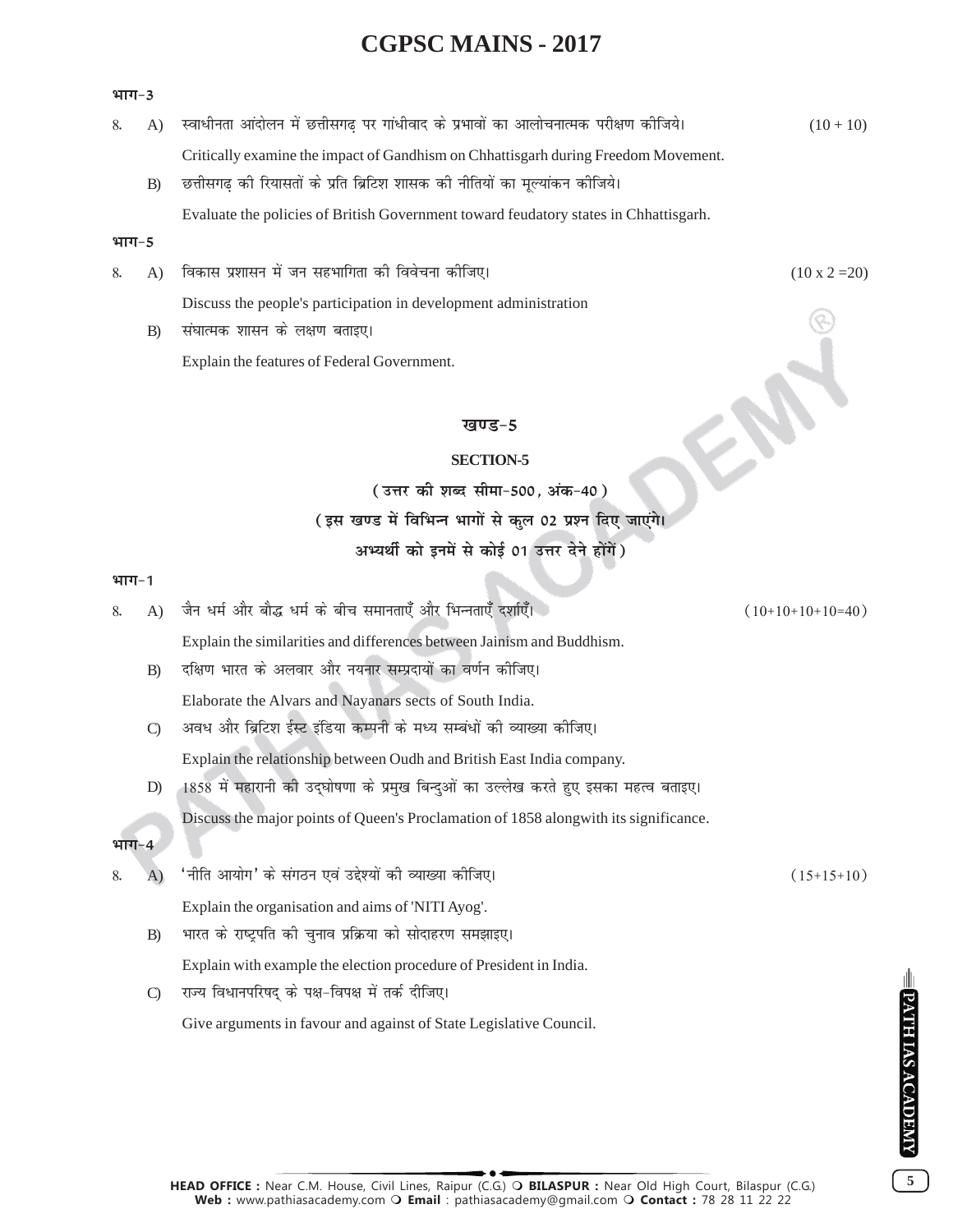**भाग-3**

8. A) स्वाधीनता आंदोलन में छत्तीसगढ़ पर गांधीवाद के प्रभावों का आलोचनात्मक परीक्षण कीजिये। (10 + 10)

Critically examine the impact of Gandhism on Chhattisgarh during Freedom Movement.

B) छत्तीसगढ़ की रियासतों के प्रति ब्रिटिश शासक की नीतियों का मूल्यांकन कीजिये।

Evaluate the policies of British Government toward feudatory states in Chhattisgarh.

**भाग-5**

8. A) विकास प्रशासन में जन सहभागिता की विवेचना कीजिए। (10 x 2 =20)

Discuss the people's participation in development administration

B) संघात्मक शासन के लक्षण बताइए।

Explain the features of Federal Government.

## खण्ड-5

## SECTION-5

**( उत्तर की शब्द सीमा-500, अंक-40 )**

**( इस खण्ड में विभिन्न भागों से कुल 02 प्रश्न दिए जाएंगे। अभ्यर्थी को इनमें से कोई 01 उत्तर देने होंगे )**

**भाग-1**

8. A) जैन धर्म और बौद्ध धर्म के बीच समानताएँ और भिन्नताएँ दर्शाएँ। (10+10+10+10=40)

Explain the similarities and differences between Jainism and Buddhism.

B) दक्षिण भारत के अलवार और नयनार सम्प्रदायों का वर्णन कीजिए।

Elaborate the Alvars and Nayanars sects of South India.

C) अवध और ब्रिटिश ईस्ट इंडिया कम्पनी के मध्य सम्बंधों की व्याख्या कीजिए।

Explain the relationship between Oudh and British East India company.

D) 1858 में महारानी की उद्घोषणा के प्रमुख बिन्दुओं का उल्लेख करते हुए इसका महत्व बताइए।

Discuss the major points of Queen's Proclamation of 1858 alongwith its significance.

**भाग-4**

8. A) 'नीति आयोग' के संगठन एवं उद्देश्यों की व्याख्या कीजिए। (15+15+10)

Explain the organisation and aims of 'NITI Ayog'.

B) भारत के राष्ट्रपति की चुनाव प्रक्रिया को सोदाहरण समझाइए।

Explain with example the election procedure of President in India.

C) राज्य विधानपरिषद् के पक्ष-विपक्ष में तर्क दीजिए।

Give arguments in favour and against of State Legislative Council.